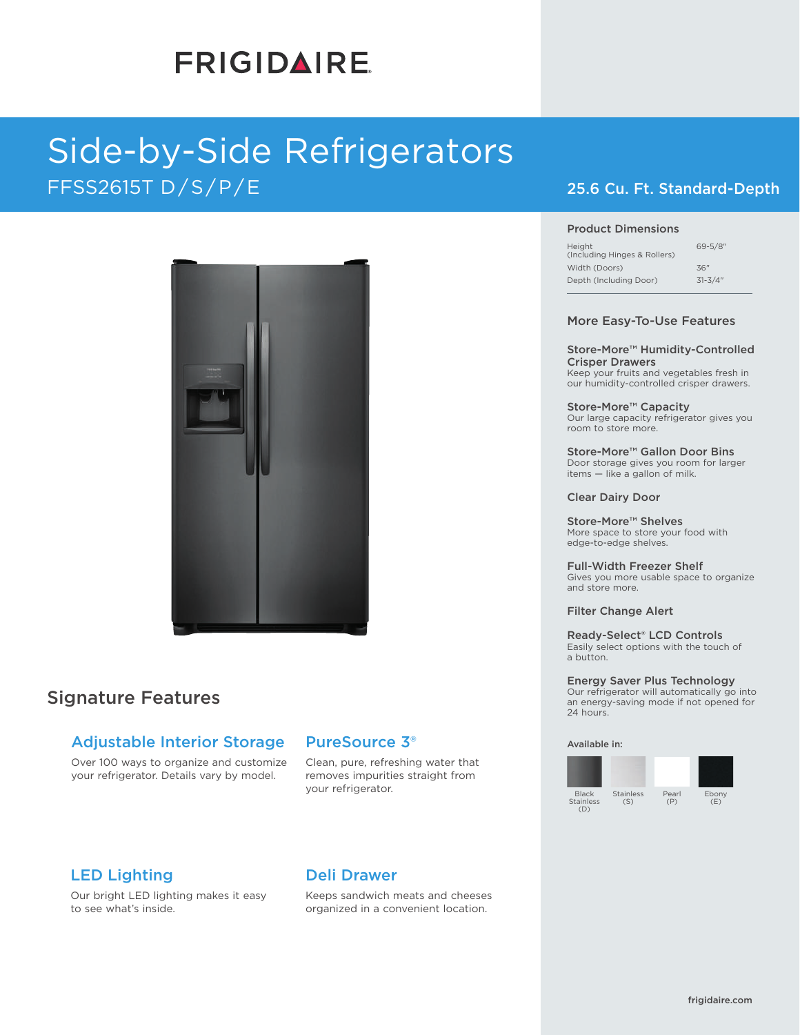# FRIGIDAIRE

# Side-by-Side Refrigerators

## FFSS2615T D/S/P/E

## 25.6 Cu. Ft. Standard-Depth

### Product Dimensions

| | |
|---|---|
| Height (Including Hinges & Rollers) | 69-5/8" |
| Width (Doors) | 36" |
| Depth (Including Door) | 31-3/4" |

### More Easy-To-Use Features

**Store-More™ Humidity-Controlled Crisper Drawers**
Keep your fruits and vegetables fresh in our humidity-controlled crisper drawers.

**Store-More™ Capacity**
Our large capacity refrigerator gives you room to store more.

**Store-More™ Gallon Door Bins**
Door storage gives you room for larger items — like a gallon of milk.

**Clear Dairy Door**

**Store-More™ Shelves**
More space to store your food with edge-to-edge shelves.

**Full-Width Freezer Shelf**
Gives you more usable space to organize and store more.

**Filter Change Alert**

**Ready-Select® LCD Controls**
Easily select options with the touch of a button.

**Energy Saver Plus Technology**
Our refrigerator will automatically go into an energy-saving mode if not opened for 24 hours.

**Available in:**

Black Stainless (D), Stainless (S), Pearl (P), Ebony (E)

## Signature Features

### Adjustable Interior Storage

Over 100 ways to organize and customize your refrigerator. Details vary by model.

### PureSource 3®

Clean, pure, refreshing water that removes impurities straight from your refrigerator.

### LED Lighting

Our bright LED lighting makes it easy to see what's inside.

### Deli Drawer

Keeps sandwich meats and cheeses organized in a convenient location.

frigidaire.com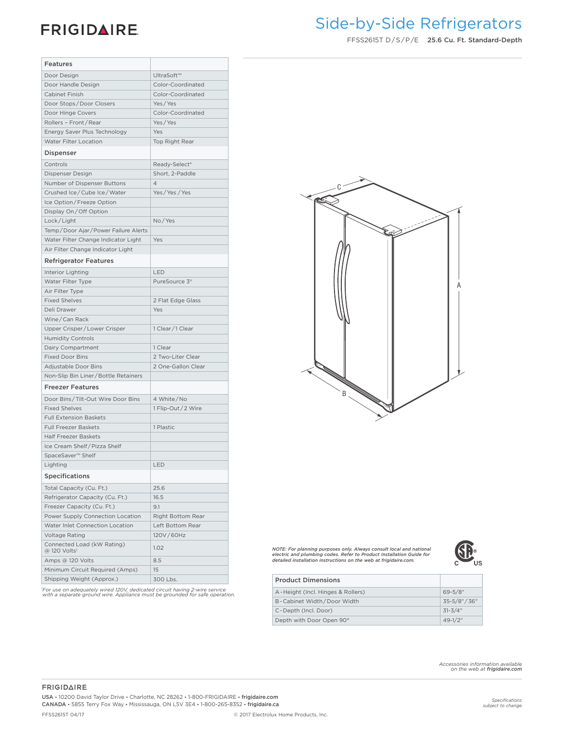# FRIGIDAIRE

## Side-by-Side Refrigerators

FFSS2615T D/S/P/E **25.6 Cu. Ft. Standard-Depth**

| Features | |
|---|---|
| Door Design | UltraSoft™ |
| Door Handle Design | Color-Coordinated |
| Cabinet Finish | Color-Coordinated |
| Door Stops/Door Closers | Yes/Yes |
| Door Hinge Covers | Color-Coordinated |
| Rollers – Front/Rear | Yes/Yes |
| Energy Saver Plus Technology | Yes |
| Water Filter Location | Top Right Rear |
| **Dispenser** | |
| Controls | Ready-Select® |
| Dispenser Design | Short, 2-Paddle |
| Number of Dispenser Buttons | 4 |
| Crushed Ice/Cube Ice/Water | Yes/Yes/Yes |
| Ice Option/Freeze Option | |
| Display On/Off Option | |
| Lock/Light | No/Yes |
| Temp/Door Ajar/Power Failure Alerts | |
| Water Filter Change Indicator Light | Yes |
| Air Filter Change Indicator Light | |
| **Refrigerator Features** | |
| Interior Lighting | LED |
| Water Filter Type | PureSource 3® |
| Air Filter Type | |
| Fixed Shelves | 2 Flat Edge Glass |
| Deli Drawer | Yes |
| Wine/Can Rack | |
| Upper Crisper/Lower Crisper | 1 Clear/1 Clear |
| Humidity Controls | |
| Dairy Compartment | 1 Clear |
| Fixed Door Bins | 2 Two-Liter Clear |
| Adjustable Door Bins | 2 One-Gallon Clear |
| Non-Slip Bin Liner/Bottle Retainers | |
| **Freezer Features** | |
| Door Bins/Tilt-Out Wire Door Bins | 4 White/No |
| Fixed Shelves | 1 Flip-Out/2 Wire |
| Full Extension Baskets | |
| Full Freezer Baskets | 1 Plastic |
| Half Freezer Baskets | |
| Ice Cream Shelf/Pizza Shelf | |
| SpaceSaver™ Shelf | |
| Lighting | LED |
| **Specifications** | |
| Total Capacity (Cu. Ft.) | 25.6 |
| Refrigerator Capacity (Cu. Ft.) | 16.5 |
| Freezer Capacity (Cu. Ft.) | 9.1 |
| Power Supply Connection Location | Right Bottom Rear |
| Water Inlet Connection Location | Left Bottom Rear |
| Voltage Rating | 120V/60Hz |
| Connected Load (kW Rating) @ 120 Volts[1] | 1.02 |
| Amps @ 120 Volts | 8.5 |
| Minimum Circuit Required (Amps) | 15 |
| Shipping Weight (Approx.) | 300 Lbs. |

[1]*For use on adequately wired 120V, dedicated circuit having 2-wire service with a separate ground wire. Appliance must be grounded for safe operation.*

*NOTE: For planning purposes only. Always consult local and national electric and plumbing codes. Refer to Product Installation Guide for detailed installation instructions on the web at frigidaire.com.*

| Product Dimensions | |
|---|---|
| A-Height (Incl. Hinges & Rollers) | 69-5/8" |
| B-Cabinet Width/Door Width | 35-5/8"/36" |
| C-Depth (Incl. Door) | 31-3/4" |
| Depth with Door Open 90° | 49-1/2" |

*Accessories information available on the web at* ***frigidaire.com***

FRIGIDAIRE

USA • 10200 David Taylor Drive • Charlotte, NC 28262 • 1-800-FRIGIDAIRE • frigidaire.com
CANADA • 5855 Terry Fox Way • Mississauga, ON L5V 3E4 • 1-800-265-8352 • frigidaire.ca

FFSS2615T 04/17

© 2017 Electrolux Home Products, Inc.

*Specifications subject to change.*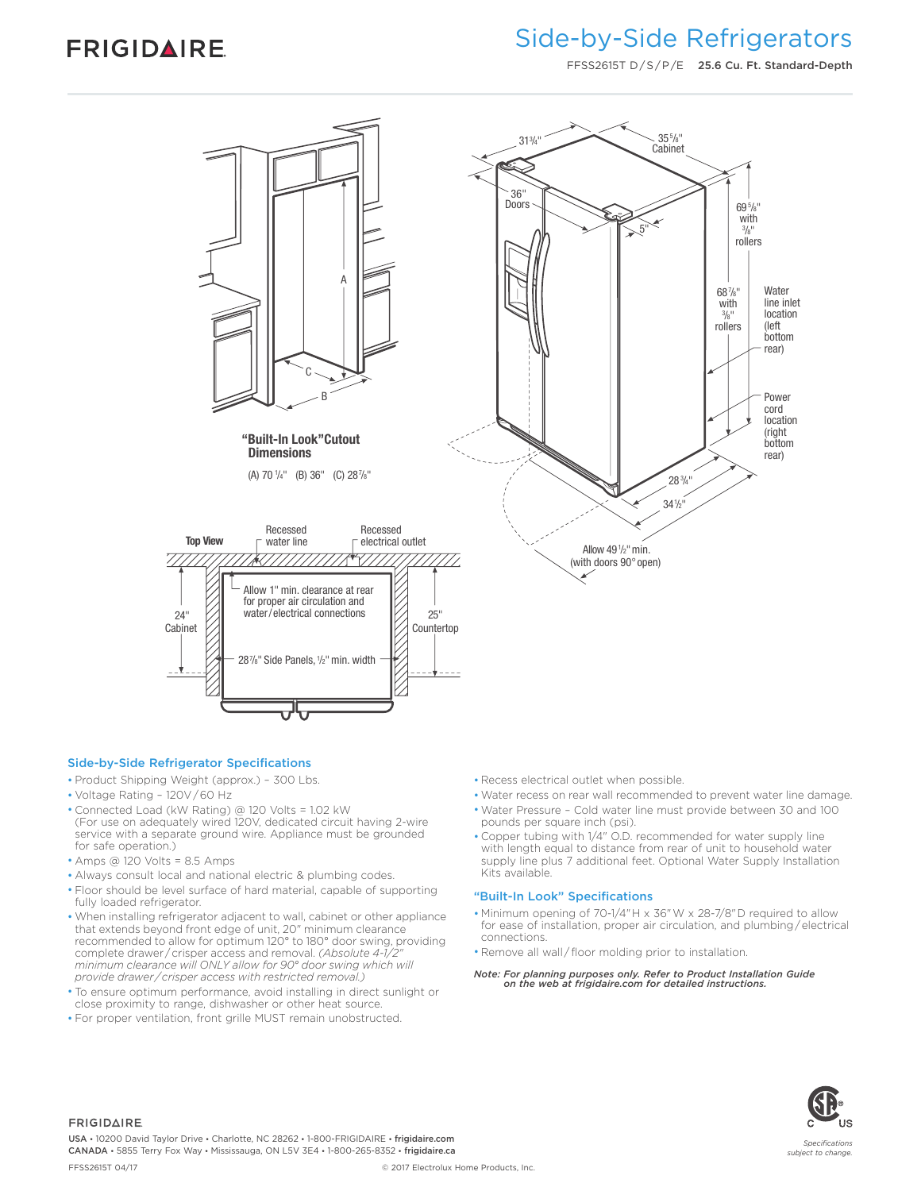FRIGIDAIRE

# Side-by-Side Refrigerators

FFSS2615T D/S/P/E **25.6 Cu. Ft. Standard-Depth**

31¾"
35⅝" Cabinet
36" Doors
5"
69⅝" with ⅜" rollers
68⅞" with ⅜" rollers
Water line inlet location (left bottom rear)
Power cord location (right bottom rear)
28¾"
34½"
Allow 49½" min. (with doors 90° open)

A
B
C

**"Built-In Look" Cutout Dimensions**

(A) 70¼" (B) 36" (C) 28⅞"

**Top View**
Recessed water line
Recessed electrical outlet
Allow 1" min. clearance at rear for proper air circulation and water/electrical connections
24" Cabinet
25" Countertop
28⅞" Side Panels, ½" min. width

## Side-by-Side Refrigerator Specifications

- Product Shipping Weight (approx.) – 300 Lbs.
- Voltage Rating – 120V/60 Hz
- Connected Load (kW Rating) @ 120 Volts = 1.02 kW (For use on adequately wired 120V, dedicated circuit having 2-wire service with a separate ground wire. Appliance must be grounded for safe operation.)
- Amps @ 120 Volts = 8.5 Amps
- Always consult local and national electric & plumbing codes.
- Floor should be level surface of hard material, capable of supporting fully loaded refrigerator.
- When installing refrigerator adjacent to wall, cabinet or other appliance that extends beyond front edge of unit, 20" minimum clearance recommended to allow for optimum 120° to 180° door swing, providing complete drawer/crisper access and removal. *(Absolute 4-1/2" minimum clearance will ONLY allow for 90° door swing which will provide drawer/crisper access with restricted removal.)*
- To ensure optimum performance, avoid installing in direct sunlight or close proximity to range, dishwasher or other heat source.
- For proper ventilation, front grille MUST remain unobstructed.
- Recess electrical outlet when possible.
- Water recess on rear wall recommended to prevent water line damage.
- Water Pressure – Cold water line must provide between 30 and 100 pounds per square inch (psi).
- Copper tubing with 1/4" O.D. recommended for water supply line with length equal to distance from rear of unit to household water supply line plus 7 additional feet. Optional Water Supply Installation Kits available.

## "Built-In Look" Specifications

- Minimum opening of 70-1/4"H x 36"W x 28-7/8"D required to allow for ease of installation, proper air circulation, and plumbing/electrical connections.
- Remove all wall/floor molding prior to installation.

***Note:** For planning purposes only. Refer to Product Installation Guide on the web at frigidaire.com for detailed instructions.*

FRIGIDAIRE

USA • 10200 David Taylor Drive • Charlotte, NC 28262 • 1-800-FRIGIDAIRE • **frigidaire.com**
CANADA • 5855 Terry Fox Way • Mississauga, ON L5V 3E4 • 1-800-265-8352 • **frigidaire.ca**

*Specifications subject to change.*

FFSS2615T 04/17 © 2017 Electrolux Home Products, Inc.